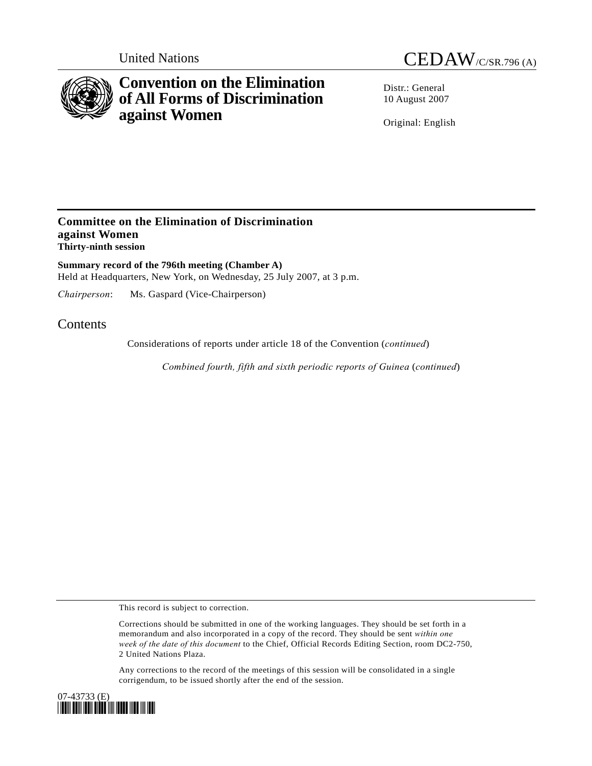United Nations

# CEDAW/C/SR.796 (A)

# Convention on the Elimination of All Forms of Discrimination against Women

Distr.: General
10 August 2007

Original: English

## Committee on the Elimination of Discrimination against Women
**Thirty-ninth session**

**Summary record of the 796th meeting (Chamber A)**
Held at Headquarters, New York, on Wednesday, 25 July 2007, at 3 p.m.

*Chairperson*: Ms. Gaspard (Vice-Chairperson)

## Contents

Considerations of reports under article 18 of the Convention (*continued*)

*Combined fourth, fifth and sixth periodic reports of Guinea* (*continued*)

This record is subject to correction.

Corrections should be submitted in one of the working languages. They should be set forth in a memorandum and also incorporated in a copy of the record. They should be sent *within one week of the date of this document* to the Chief, Official Records Editing Section, room DC2-750, 2 United Nations Plaza.

Any corrections to the record of the meetings of this session will be consolidated in a single corrigendum, to be issued shortly after the end of the session.

07-43733 (E)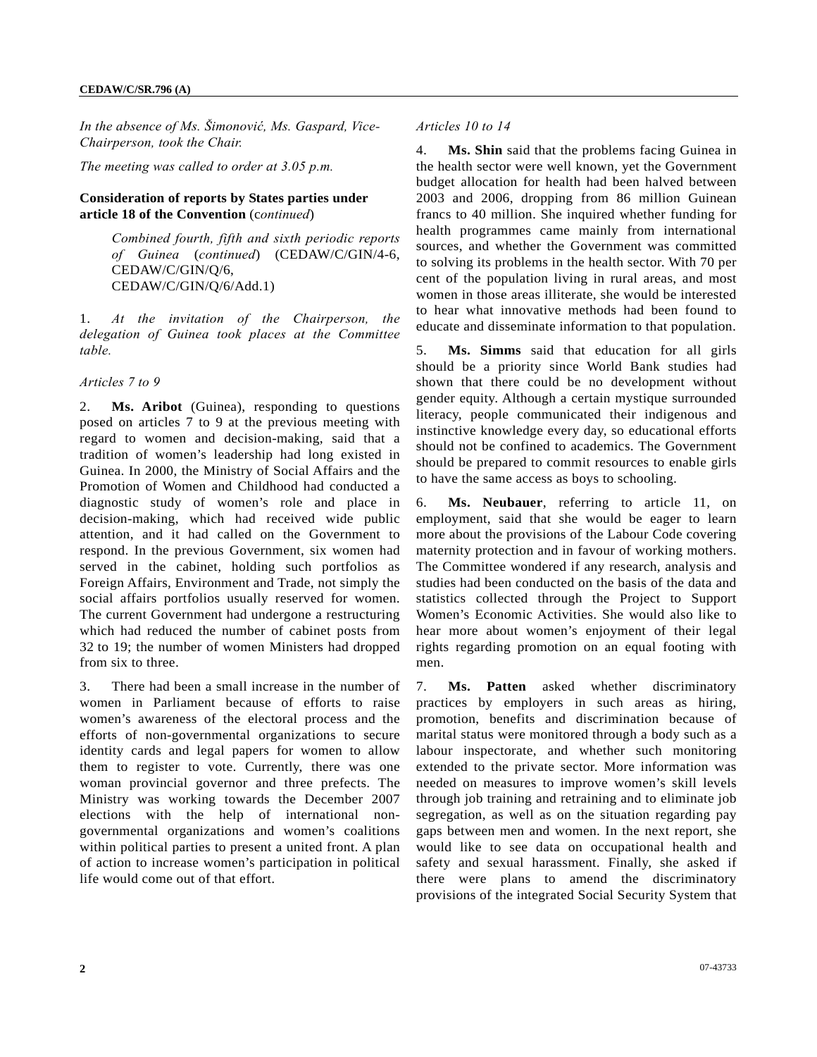*In the absence of Ms. Šimonović, Ms. Gaspard, Vice-Chairperson, took the Chair.*

*The meeting was called to order at 3.05 p.m.*

**Consideration of reports by States parties under article 18 of the Convention** (*continued*)

*Combined fourth, fifth and sixth periodic reports of Guinea* (*continued*) (CEDAW/C/GIN/4-6, CEDAW/C/GIN/Q/6, CEDAW/C/GIN/Q/6/Add.1)

1. *At the invitation of the Chairperson, the delegation of Guinea took places at the Committee table.*

*Articles 7 to 9*

2. **Ms. Aribot** (Guinea), responding to questions posed on articles 7 to 9 at the previous meeting with regard to women and decision-making, said that a tradition of women's leadership had long existed in Guinea. In 2000, the Ministry of Social Affairs and the Promotion of Women and Childhood had conducted a diagnostic study of women's role and place in decision-making, which had received wide public attention, and it had called on the Government to respond. In the previous Government, six women had served in the cabinet, holding such portfolios as Foreign Affairs, Environment and Trade, not simply the social affairs portfolios usually reserved for women. The current Government had undergone a restructuring which had reduced the number of cabinet posts from 32 to 19; the number of women Ministers had dropped from six to three.

3. There had been a small increase in the number of women in Parliament because of efforts to raise women's awareness of the electoral process and the efforts of non-governmental organizations to secure identity cards and legal papers for women to allow them to register to vote. Currently, there was one woman provincial governor and three prefects. The Ministry was working towards the December 2007 elections with the help of international non-governmental organizations and women's coalitions within political parties to present a united front. A plan of action to increase women's participation in political life would come out of that effort.

*Articles 10 to 14*

4. **Ms. Shin** said that the problems facing Guinea in the health sector were well known, yet the Government budget allocation for health had been halved between 2003 and 2006, dropping from 86 million Guinean francs to 40 million. She inquired whether funding for health programmes came mainly from international sources, and whether the Government was committed to solving its problems in the health sector. With 70 per cent of the population living in rural areas, and most women in those areas illiterate, she would be interested to hear what innovative methods had been found to educate and disseminate information to that population.

5. **Ms. Simms** said that education for all girls should be a priority since World Bank studies had shown that there could be no development without gender equity. Although a certain mystique surrounded literacy, people communicated their indigenous and instinctive knowledge every day, so educational efforts should not be confined to academics. The Government should be prepared to commit resources to enable girls to have the same access as boys to schooling.

6. **Ms. Neubauer**, referring to article 11, on employment, said that she would be eager to learn more about the provisions of the Labour Code covering maternity protection and in favour of working mothers. The Committee wondered if any research, analysis and studies had been conducted on the basis of the data and statistics collected through the Project to Support Women's Economic Activities. She would also like to hear more about women's enjoyment of their legal rights regarding promotion on an equal footing with men.

7. **Ms. Patten** asked whether discriminatory practices by employers in such areas as hiring, promotion, benefits and discrimination because of marital status were monitored through a body such as a labour inspectorate, and whether such monitoring extended to the private sector. More information was needed on measures to improve women's skill levels through job training and retraining and to eliminate job segregation, as well as on the situation regarding pay gaps between men and women. In the next report, she would like to see data on occupational health and safety and sexual harassment. Finally, she asked if there were plans to amend the discriminatory provisions of the integrated Social Security System that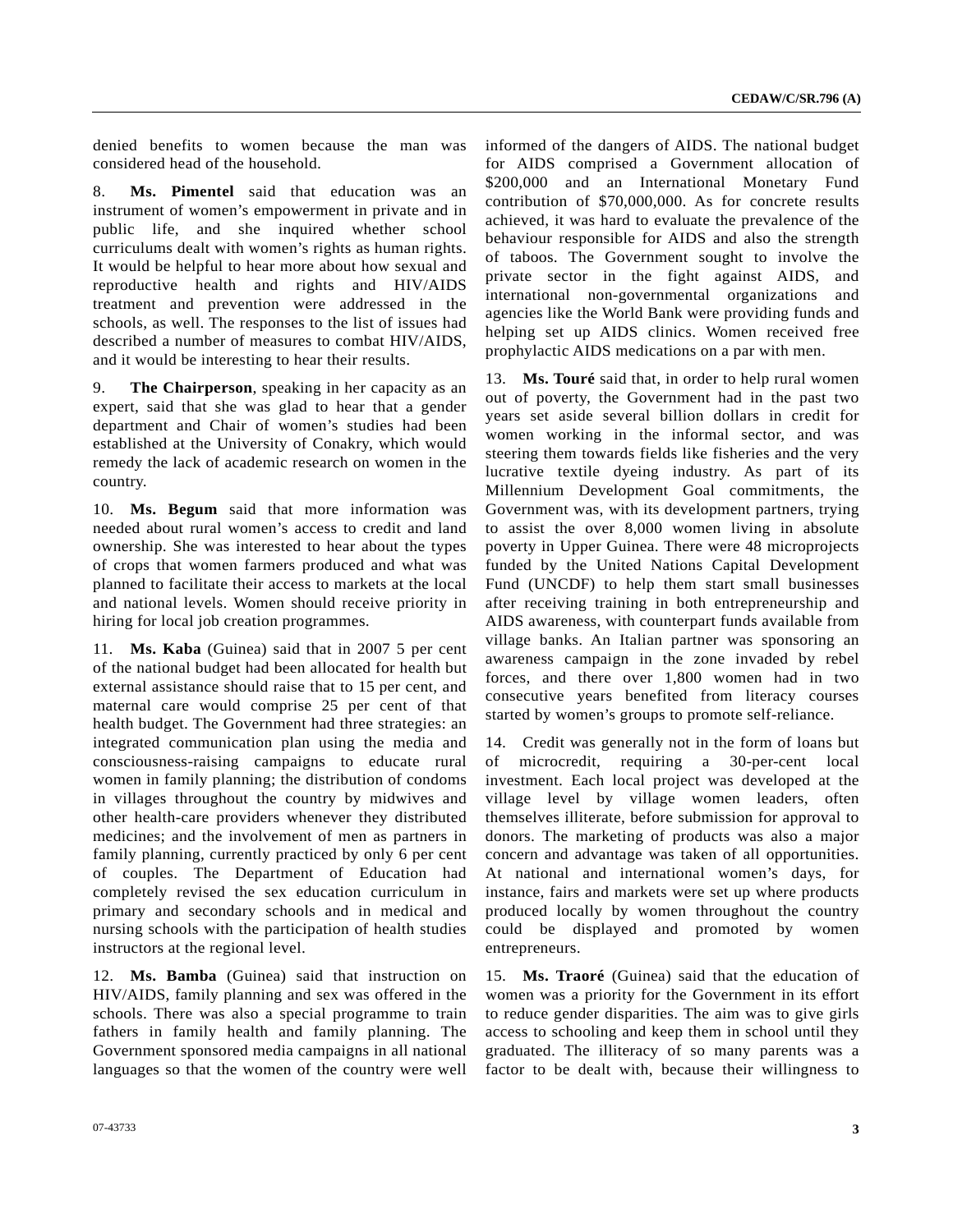denied benefits to women because the man was considered head of the household.

8. **Ms. Pimentel** said that education was an instrument of women's empowerment in private and in public life, and she inquired whether school curriculums dealt with women's rights as human rights. It would be helpful to hear more about how sexual and reproductive health and rights and HIV/AIDS treatment and prevention were addressed in the schools, as well. The responses to the list of issues had described a number of measures to combat HIV/AIDS, and it would be interesting to hear their results.

9. **The Chairperson**, speaking in her capacity as an expert, said that she was glad to hear that a gender department and Chair of women's studies had been established at the University of Conakry, which would remedy the lack of academic research on women in the country.

10. **Ms. Begum** said that more information was needed about rural women's access to credit and land ownership. She was interested to hear about the types of crops that women farmers produced and what was planned to facilitate their access to markets at the local and national levels. Women should receive priority in hiring for local job creation programmes.

11. **Ms. Kaba** (Guinea) said that in 2007 5 per cent of the national budget had been allocated for health but external assistance should raise that to 15 per cent, and maternal care would comprise 25 per cent of that health budget. The Government had three strategies: an integrated communication plan using the media and consciousness-raising campaigns to educate rural women in family planning; the distribution of condoms in villages throughout the country by midwives and other health-care providers whenever they distributed medicines; and the involvement of men as partners in family planning, currently practiced by only 6 per cent of couples. The Department of Education had completely revised the sex education curriculum in primary and secondary schools and in medical and nursing schools with the participation of health studies instructors at the regional level.

12. **Ms. Bamba** (Guinea) said that instruction on HIV/AIDS, family planning and sex was offered in the schools. There was also a special programme to train fathers in family health and family planning. The Government sponsored media campaigns in all national languages so that the women of the country were well informed of the dangers of AIDS. The national budget for AIDS comprised a Government allocation of $200,000 and an International Monetary Fund contribution of $70,000,000. As for concrete results achieved, it was hard to evaluate the prevalence of the behaviour responsible for AIDS and also the strength of taboos. The Government sought to involve the private sector in the fight against AIDS, and international non-governmental organizations and agencies like the World Bank were providing funds and helping set up AIDS clinics. Women received free prophylactic AIDS medications on a par with men.

13. **Ms. Touré** said that, in order to help rural women out of poverty, the Government had in the past two years set aside several billion dollars in credit for women working in the informal sector, and was steering them towards fields like fisheries and the very lucrative textile dyeing industry. As part of its Millennium Development Goal commitments, the Government was, with its development partners, trying to assist the over 8,000 women living in absolute poverty in Upper Guinea. There were 48 microprojects funded by the United Nations Capital Development Fund (UNCDF) to help them start small businesses after receiving training in both entrepreneurship and AIDS awareness, with counterpart funds available from village banks. An Italian partner was sponsoring an awareness campaign in the zone invaded by rebel forces, and there over 1,800 women had in two consecutive years benefited from literacy courses started by women's groups to promote self-reliance.

14. Credit was generally not in the form of loans but of microcredit, requiring a 30-per-cent local investment. Each local project was developed at the village level by village women leaders, often themselves illiterate, before submission for approval to donors. The marketing of products was also a major concern and advantage was taken of all opportunities. At national and international women's days, for instance, fairs and markets were set up where products produced locally by women throughout the country could be displayed and promoted by women entrepreneurs.

15. **Ms. Traoré** (Guinea) said that the education of women was a priority for the Government in its effort to reduce gender disparities. The aim was to give girls access to schooling and keep them in school until they graduated. The illiteracy of so many parents was a factor to be dealt with, because their willingness to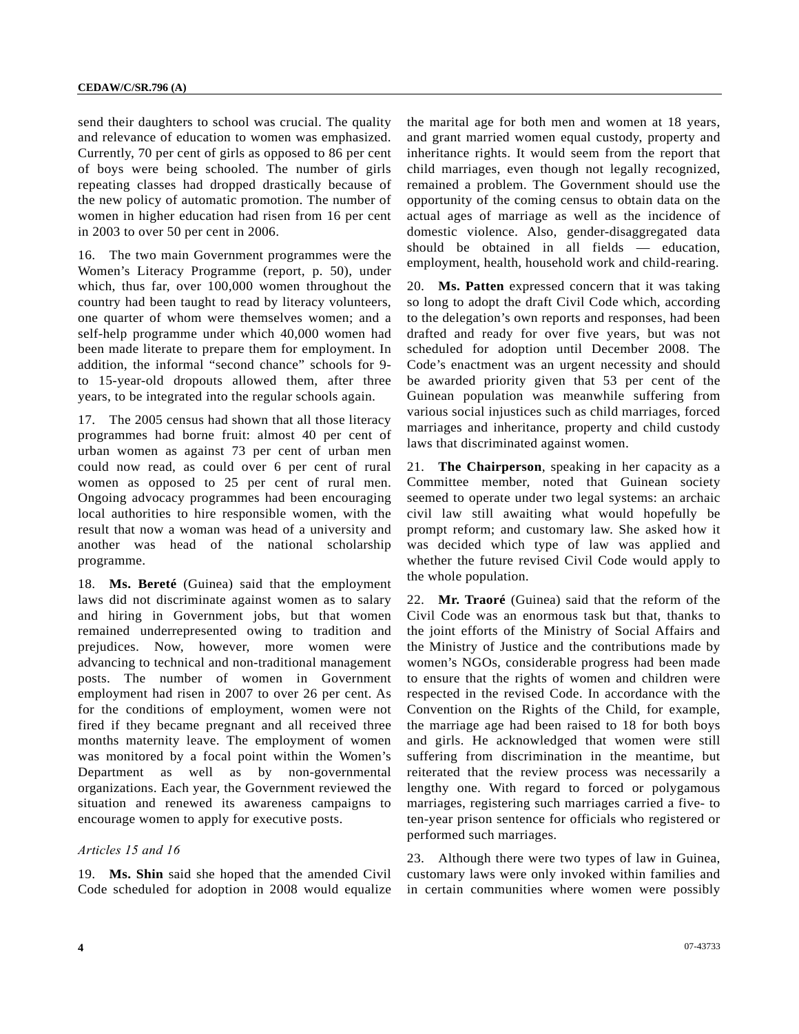send their daughters to school was crucial. The quality and relevance of education to women was emphasized. Currently, 70 per cent of girls as opposed to 86 per cent of boys were being schooled. The number of girls repeating classes had dropped drastically because of the new policy of automatic promotion. The number of women in higher education had risen from 16 per cent in 2003 to over 50 per cent in 2006.

16. The two main Government programmes were the Women's Literacy Programme (report, p. 50), under which, thus far, over 100,000 women throughout the country had been taught to read by literacy volunteers, one quarter of whom were themselves women; and a self-help programme under which 40,000 women had been made literate to prepare them for employment. In addition, the informal "second chance" schools for 9- to 15-year-old dropouts allowed them, after three years, to be integrated into the regular schools again.

17. The 2005 census had shown that all those literacy programmes had borne fruit: almost 40 per cent of urban women as against 73 per cent of urban men could now read, as could over 6 per cent of rural women as opposed to 25 per cent of rural men. Ongoing advocacy programmes had been encouraging local authorities to hire responsible women, with the result that now a woman was head of a university and another was head of the national scholarship programme.

18. **Ms. Bereté** (Guinea) said that the employment laws did not discriminate against women as to salary and hiring in Government jobs, but that women remained underrepresented owing to tradition and prejudices. Now, however, more women were advancing to technical and non-traditional management posts. The number of women in Government employment had risen in 2007 to over 26 per cent. As for the conditions of employment, women were not fired if they became pregnant and all received three months maternity leave. The employment of women was monitored by a focal point within the Women's Department as well as by non-governmental organizations. Each year, the Government reviewed the situation and renewed its awareness campaigns to encourage women to apply for executive posts.

*Articles 15 and 16*

19. **Ms. Shin** said she hoped that the amended Civil Code scheduled for adoption in 2008 would equalize the marital age for both men and women at 18 years, and grant married women equal custody, property and inheritance rights. It would seem from the report that child marriages, even though not legally recognized, remained a problem. The Government should use the opportunity of the coming census to obtain data on the actual ages of marriage as well as the incidence of domestic violence. Also, gender-disaggregated data should be obtained in all fields — education, employment, health, household work and child-rearing.

20. **Ms. Patten** expressed concern that it was taking so long to adopt the draft Civil Code which, according to the delegation's own reports and responses, had been drafted and ready for over five years, but was not scheduled for adoption until December 2008. The Code's enactment was an urgent necessity and should be awarded priority given that 53 per cent of the Guinean population was meanwhile suffering from various social injustices such as child marriages, forced marriages and inheritance, property and child custody laws that discriminated against women.

21. **The Chairperson**, speaking in her capacity as a Committee member, noted that Guinean society seemed to operate under two legal systems: an archaic civil law still awaiting what would hopefully be prompt reform; and customary law. She asked how it was decided which type of law was applied and whether the future revised Civil Code would apply to the whole population.

22. **Mr. Traoré** (Guinea) said that the reform of the Civil Code was an enormous task but that, thanks to the joint efforts of the Ministry of Social Affairs and the Ministry of Justice and the contributions made by women's NGOs, considerable progress had been made to ensure that the rights of women and children were respected in the revised Code. In accordance with the Convention on the Rights of the Child, for example, the marriage age had been raised to 18 for both boys and girls. He acknowledged that women were still suffering from discrimination in the meantime, but reiterated that the review process was necessarily a lengthy one. With regard to forced or polygamous marriages, registering such marriages carried a five- to ten-year prison sentence for officials who registered or performed such marriages.

23. Although there were two types of law in Guinea, customary laws were only invoked within families and in certain communities where women were possibly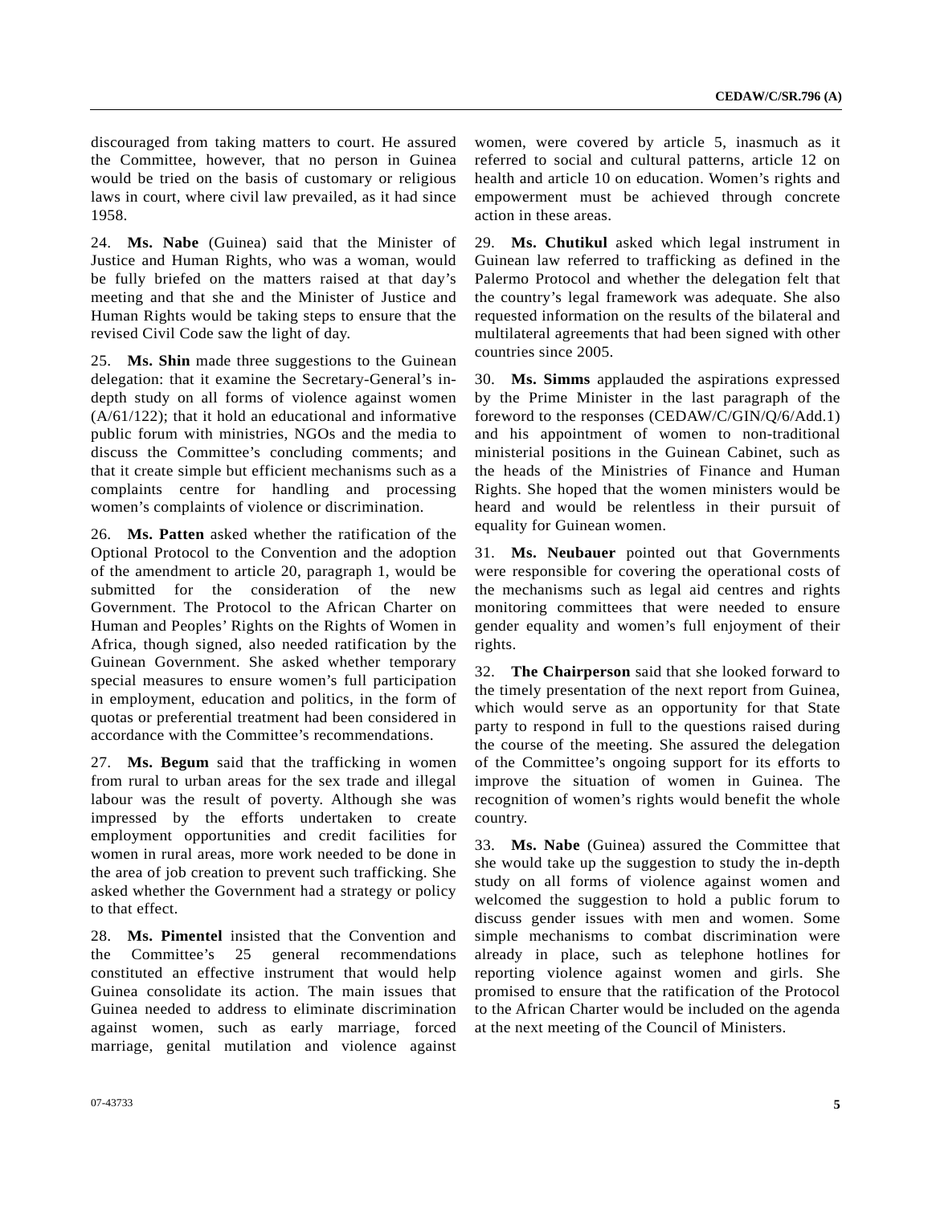discouraged from taking matters to court. He assured the Committee, however, that no person in Guinea would be tried on the basis of customary or religious laws in court, where civil law prevailed, as it had since 1958.

24. **Ms. Nabe** (Guinea) said that the Minister of Justice and Human Rights, who was a woman, would be fully briefed on the matters raised at that day's meeting and that she and the Minister of Justice and Human Rights would be taking steps to ensure that the revised Civil Code saw the light of day.

25. **Ms. Shin** made three suggestions to the Guinean delegation: that it examine the Secretary-General's in-depth study on all forms of violence against women (A/61/122); that it hold an educational and informative public forum with ministries, NGOs and the media to discuss the Committee's concluding comments; and that it create simple but efficient mechanisms such as a complaints centre for handling and processing women's complaints of violence or discrimination.

26. **Ms. Patten** asked whether the ratification of the Optional Protocol to the Convention and the adoption of the amendment to article 20, paragraph 1, would be submitted for the consideration of the new Government. The Protocol to the African Charter on Human and Peoples' Rights on the Rights of Women in Africa, though signed, also needed ratification by the Guinean Government. She asked whether temporary special measures to ensure women's full participation in employment, education and politics, in the form of quotas or preferential treatment had been considered in accordance with the Committee's recommendations.

27. **Ms. Begum** said that the trafficking in women from rural to urban areas for the sex trade and illegal labour was the result of poverty. Although she was impressed by the efforts undertaken to create employment opportunities and credit facilities for women in rural areas, more work needed to be done in the area of job creation to prevent such trafficking. She asked whether the Government had a strategy or policy to that effect.

28. **Ms. Pimentel** insisted that the Convention and the Committee's 25 general recommendations constituted an effective instrument that would help Guinea consolidate its action. The main issues that Guinea needed to address to eliminate discrimination against women, such as early marriage, forced marriage, genital mutilation and violence against women, were covered by article 5, inasmuch as it referred to social and cultural patterns, article 12 on health and article 10 on education. Women's rights and empowerment must be achieved through concrete action in these areas.

29. **Ms. Chutikul** asked which legal instrument in Guinean law referred to trafficking as defined in the Palermo Protocol and whether the delegation felt that the country's legal framework was adequate. She also requested information on the results of the bilateral and multilateral agreements that had been signed with other countries since 2005.

30. **Ms. Simms** applauded the aspirations expressed by the Prime Minister in the last paragraph of the foreword to the responses (CEDAW/C/GIN/Q/6/Add.1) and his appointment of women to non-traditional ministerial positions in the Guinean Cabinet, such as the heads of the Ministries of Finance and Human Rights. She hoped that the women ministers would be heard and would be relentless in their pursuit of equality for Guinean women.

31. **Ms. Neubauer** pointed out that Governments were responsible for covering the operational costs of the mechanisms such as legal aid centres and rights monitoring committees that were needed to ensure gender equality and women's full enjoyment of their rights.

32. **The Chairperson** said that she looked forward to the timely presentation of the next report from Guinea, which would serve as an opportunity for that State party to respond in full to the questions raised during the course of the meeting. She assured the delegation of the Committee's ongoing support for its efforts to improve the situation of women in Guinea. The recognition of women's rights would benefit the whole country.

33. **Ms. Nabe** (Guinea) assured the Committee that she would take up the suggestion to study the in-depth study on all forms of violence against women and welcomed the suggestion to hold a public forum to discuss gender issues with men and women. Some simple mechanisms to combat discrimination were already in place, such as telephone hotlines for reporting violence against women and girls. She promised to ensure that the ratification of the Protocol to the African Charter would be included on the agenda at the next meeting of the Council of Ministers.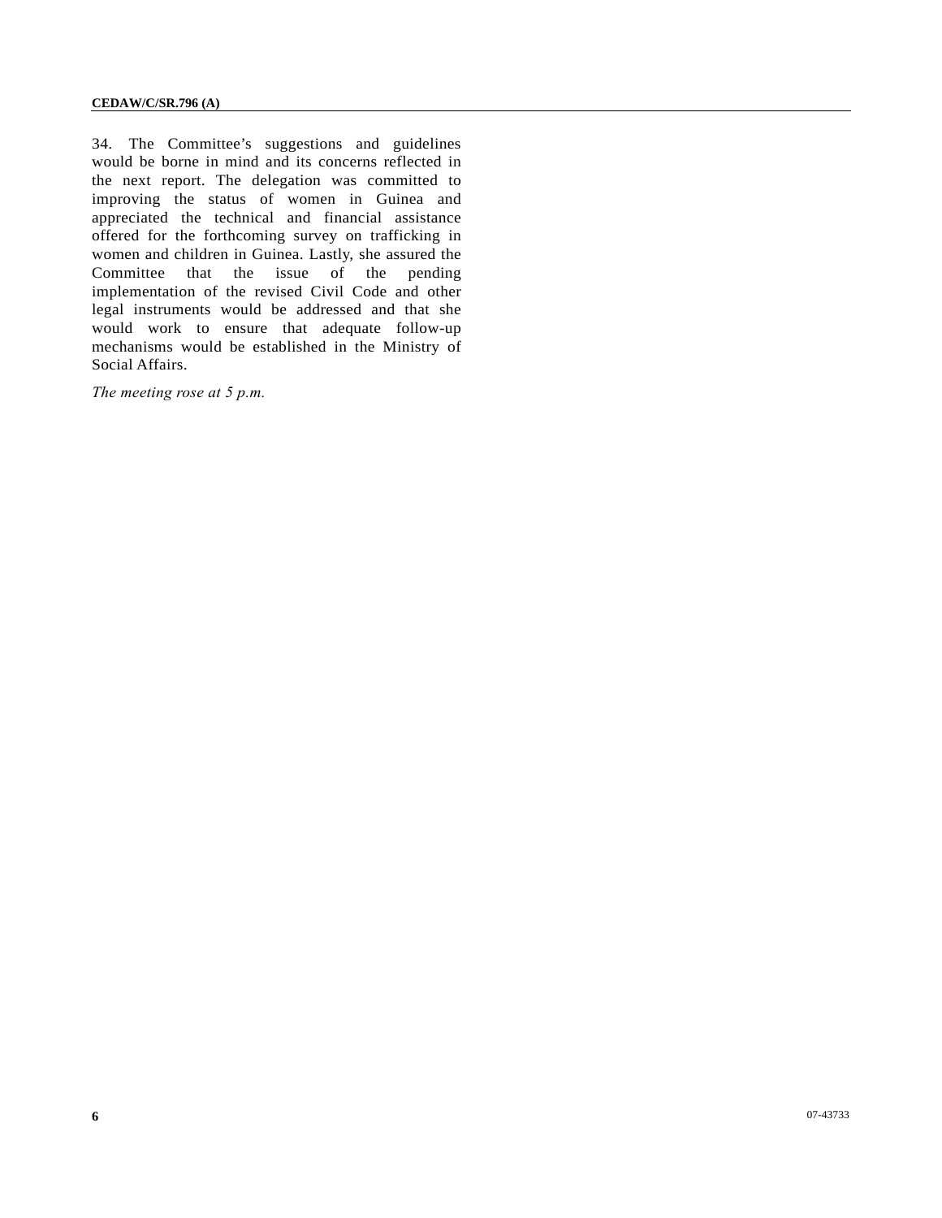34. The Committee's suggestions and guidelines would be borne in mind and its concerns reflected in the next report. The delegation was committed to improving the status of women in Guinea and appreciated the technical and financial assistance offered for the forthcoming survey on trafficking in women and children in Guinea. Lastly, she assured the Committee that the issue of the pending implementation of the revised Civil Code and other legal instruments would be addressed and that she would work to ensure that adequate follow-up mechanisms would be established in the Ministry of Social Affairs.

*The meeting rose at 5 p.m.*